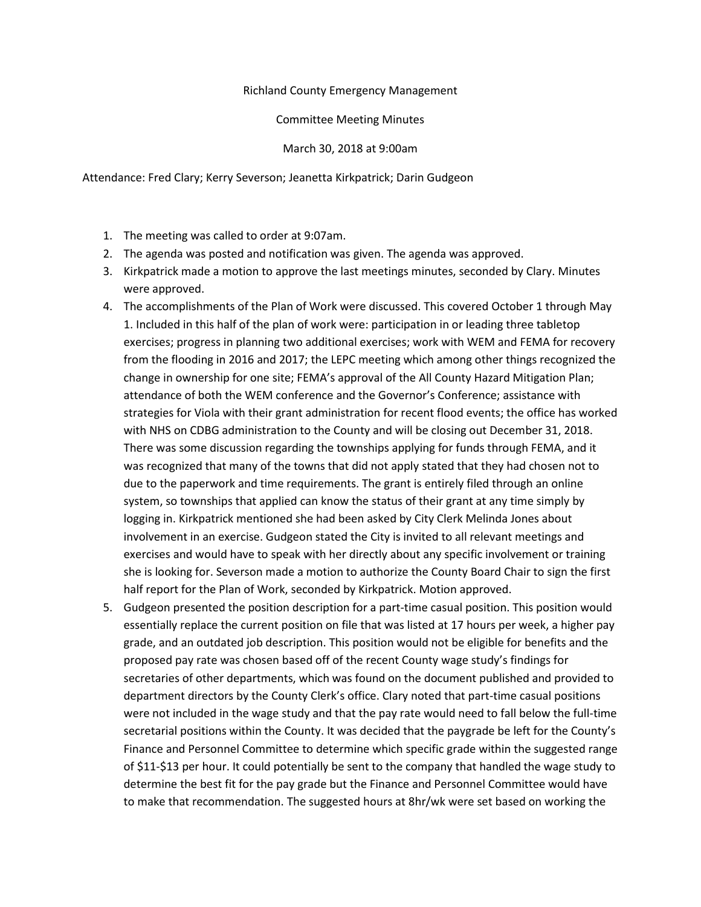Richland County Emergency Management

Committee Meeting Minutes

March 30, 2018 at 9:00am

Attendance: Fred Clary; Kerry Severson; Jeanetta Kirkpatrick; Darin Gudgeon

1. The meeting was called to order at 9:07am.
2. The agenda was posted and notification was given. The agenda was approved.
3. Kirkpatrick made a motion to approve the last meetings minutes, seconded by Clary. Minutes were approved.
4. The accomplishments of the Plan of Work were discussed. This covered October 1 through May 1. Included in this half of the plan of work were: participation in or leading three tabletop exercises; progress in planning two additional exercises; work with WEM and FEMA for recovery from the flooding in 2016 and 2017; the LEPC meeting which among other things recognized the change in ownership for one site; FEMA's approval of the All County Hazard Mitigation Plan; attendance of both the WEM conference and the Governor's Conference; assistance with strategies for Viola with their grant administration for recent flood events; the office has worked with NHS on CDBG administration to the County and will be closing out December 31, 2018. There was some discussion regarding the townships applying for funds through FEMA, and it was recognized that many of the towns that did not apply stated that they had chosen not to due to the paperwork and time requirements. The grant is entirely filed through an online system, so townships that applied can know the status of their grant at any time simply by logging in. Kirkpatrick mentioned she had been asked by City Clerk Melinda Jones about involvement in an exercise. Gudgeon stated the City is invited to all relevant meetings and exercises and would have to speak with her directly about any specific involvement or training she is looking for. Severson made a motion to authorize the County Board Chair to sign the first half report for the Plan of Work, seconded by Kirkpatrick. Motion approved.
5. Gudgeon presented the position description for a part-time casual position. This position would essentially replace the current position on file that was listed at 17 hours per week, a higher pay grade, and an outdated job description. This position would not be eligible for benefits and the proposed pay rate was chosen based off of the recent County wage study's findings for secretaries of other departments, which was found on the document published and provided to department directors by the County Clerk's office. Clary noted that part-time casual positions were not included in the wage study and that the pay rate would need to fall below the full-time secretarial positions within the County. It was decided that the paygrade be left for the County's Finance and Personnel Committee to determine which specific grade within the suggested range of $11-$13 per hour. It could potentially be sent to the company that handled the wage study to determine the best fit for the pay grade but the Finance and Personnel Committee would have to make that recommendation. The suggested hours at 8hr/wk were set based on working the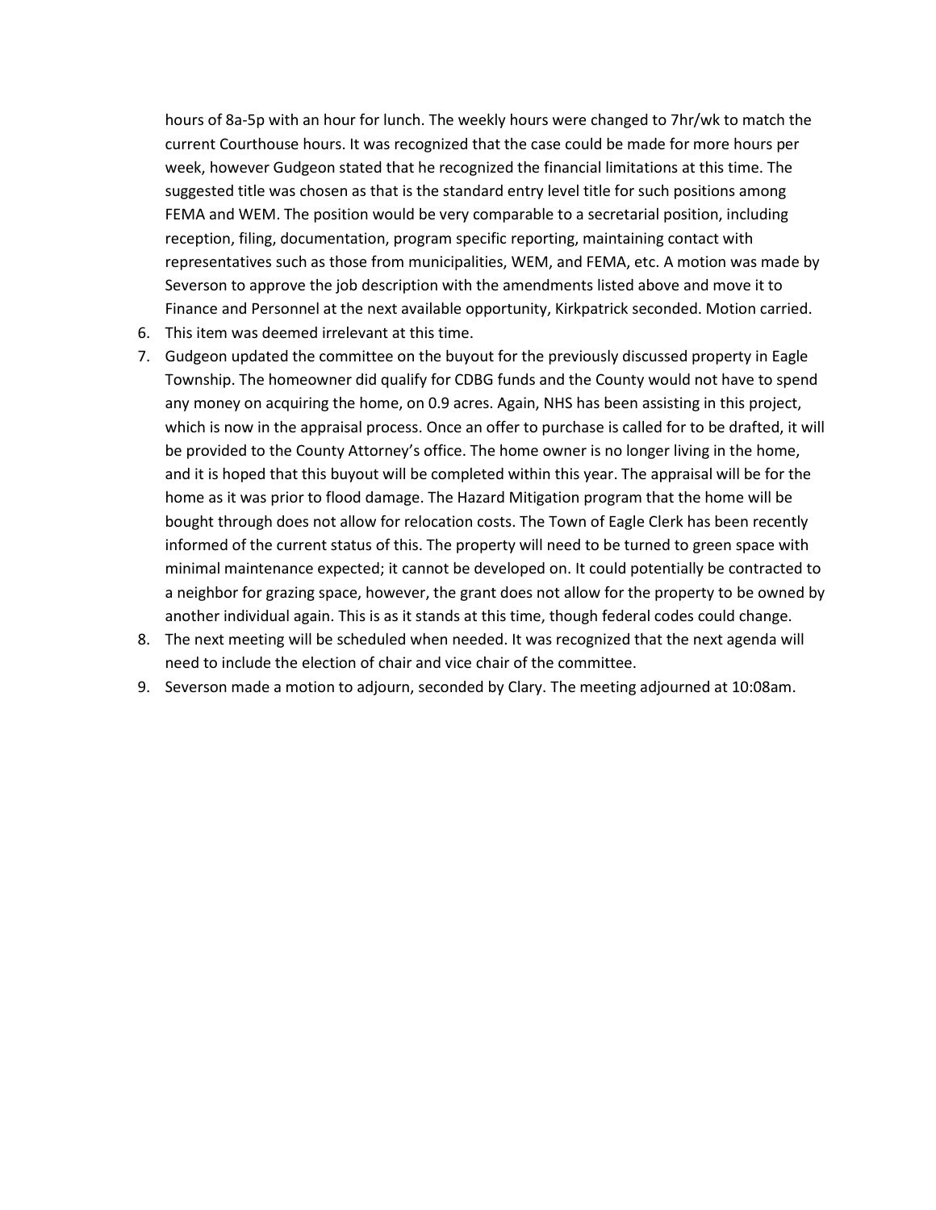hours of 8a-5p with an hour for lunch. The weekly hours were changed to 7hr/wk to match the current Courthouse hours. It was recognized that the case could be made for more hours per week, however Gudgeon stated that he recognized the financial limitations at this time. The suggested title was chosen as that is the standard entry level title for such positions among FEMA and WEM. The position would be very comparable to a secretarial position, including reception, filing, documentation, program specific reporting, maintaining contact with representatives such as those from municipalities, WEM, and FEMA, etc. A motion was made by Severson to approve the job description with the amendments listed above and move it to Finance and Personnel at the next available opportunity, Kirkpatrick seconded. Motion carried.

6. This item was deemed irrelevant at this time.
7. Gudgeon updated the committee on the buyout for the previously discussed property in Eagle Township. The homeowner did qualify for CDBG funds and the County would not have to spend any money on acquiring the home, on 0.9 acres. Again, NHS has been assisting in this project, which is now in the appraisal process. Once an offer to purchase is called for to be drafted, it will be provided to the County Attorney's office. The home owner is no longer living in the home, and it is hoped that this buyout will be completed within this year. The appraisal will be for the home as it was prior to flood damage. The Hazard Mitigation program that the home will be bought through does not allow for relocation costs. The Town of Eagle Clerk has been recently informed of the current status of this. The property will need to be turned to green space with minimal maintenance expected; it cannot be developed on. It could potentially be contracted to a neighbor for grazing space, however, the grant does not allow for the property to be owned by another individual again. This is as it stands at this time, though federal codes could change.
8. The next meeting will be scheduled when needed. It was recognized that the next agenda will need to include the election of chair and vice chair of the committee.
9. Severson made a motion to adjourn, seconded by Clary. The meeting adjourned at 10:08am.